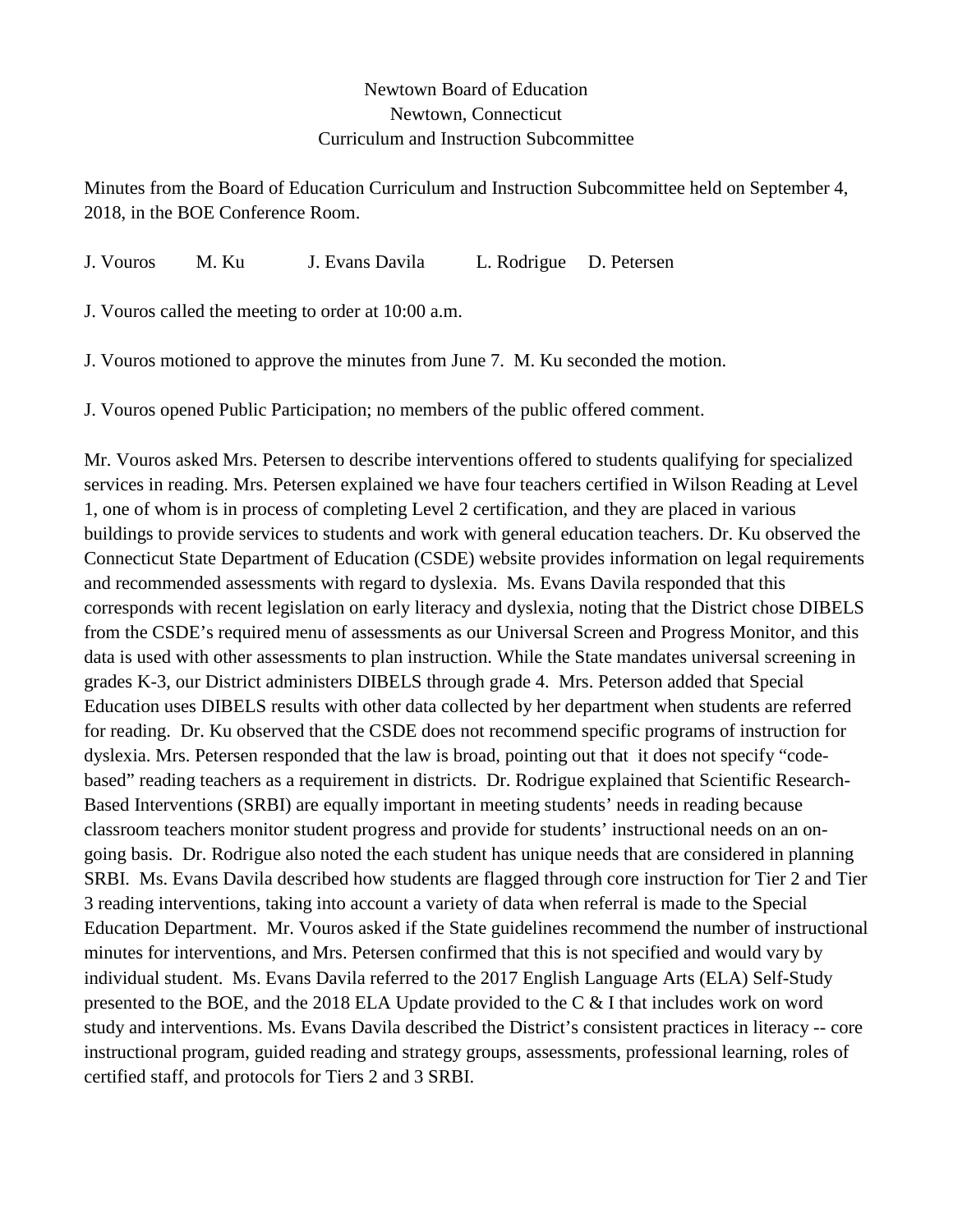Newtown Board of Education
Newtown, Connecticut
Curriculum and Instruction Subcommittee

Minutes from the Board of Education Curriculum and Instruction Subcommittee held on September 4, 2018, in the BOE Conference Room.

J. Vouros M. Ku J. Evans Davila L. Rodrigue D. Petersen

J. Vouros called the meeting to order at 10:00 a.m.

J. Vouros motioned to approve the minutes from June 7. M. Ku seconded the motion.

J. Vouros opened Public Participation; no members of the public offered comment.

Mr. Vouros asked Mrs. Petersen to describe interventions offered to students qualifying for specialized services in reading. Mrs. Petersen explained we have four teachers certified in Wilson Reading at Level 1, one of whom is in process of completing Level 2 certification, and they are placed in various buildings to provide services to students and work with general education teachers. Dr. Ku observed the Connecticut State Department of Education (CSDE) website provides information on legal requirements and recommended assessments with regard to dyslexia. Ms. Evans Davila responded that this corresponds with recent legislation on early literacy and dyslexia, noting that the District chose DIBELS from the CSDE's required menu of assessments as our Universal Screen and Progress Monitor, and this data is used with other assessments to plan instruction. While the State mandates universal screening in grades K-3, our District administers DIBELS through grade 4. Mrs. Peterson added that Special Education uses DIBELS results with other data collected by her department when students are referred for reading. Dr. Ku observed that the CSDE does not recommend specific programs of instruction for dyslexia. Mrs. Petersen responded that the law is broad, pointing out that it does not specify "code-based" reading teachers as a requirement in districts. Dr. Rodrigue explained that Scientific Research-Based Interventions (SRBI) are equally important in meeting students' needs in reading because classroom teachers monitor student progress and provide for students' instructional needs on an on-going basis. Dr. Rodrigue also noted the each student has unique needs that are considered in planning SRBI. Ms. Evans Davila described how students are flagged through core instruction for Tier 2 and Tier 3 reading interventions, taking into account a variety of data when referral is made to the Special Education Department. Mr. Vouros asked if the State guidelines recommend the number of instructional minutes for interventions, and Mrs. Petersen confirmed that this is not specified and would vary by individual student. Ms. Evans Davila referred to the 2017 English Language Arts (ELA) Self-Study presented to the BOE, and the 2018 ELA Update provided to the C & I that includes work on word study and interventions. Ms. Evans Davila described the District's consistent practices in literacy -- core instructional program, guided reading and strategy groups, assessments, professional learning, roles of certified staff, and protocols for Tiers 2 and 3 SRBI.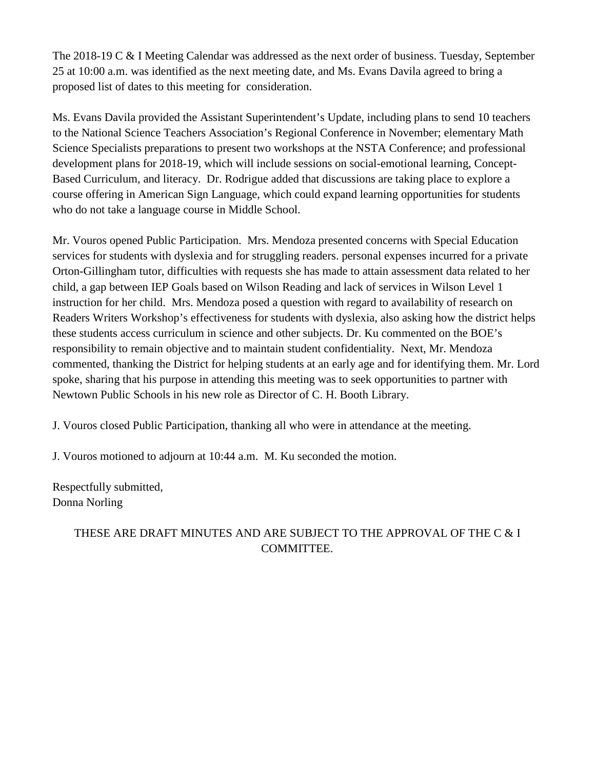The 2018-19 C & I Meeting Calendar was addressed as the next order of business. Tuesday, September 25 at 10:00 a.m. was identified as the next meeting date, and Ms. Evans Davila agreed to bring a proposed list of dates to this meeting for consideration.

Ms. Evans Davila provided the Assistant Superintendent's Update, including plans to send 10 teachers to the National Science Teachers Association's Regional Conference in November; elementary Math Science Specialists preparations to present two workshops at the NSTA Conference; and professional development plans for 2018-19, which will include sessions on social-emotional learning, Concept-Based Curriculum, and literacy. Dr. Rodrigue added that discussions are taking place to explore a course offering in American Sign Language, which could expand learning opportunities for students who do not take a language course in Middle School.

Mr. Vouros opened Public Participation. Mrs. Mendoza presented concerns with Special Education services for students with dyslexia and for struggling readers. personal expenses incurred for a private Orton-Gillingham tutor, difficulties with requests she has made to attain assessment data related to her child, a gap between IEP Goals based on Wilson Reading and lack of services in Wilson Level 1 instruction for her child. Mrs. Mendoza posed a question with regard to availability of research on Readers Writers Workshop's effectiveness for students with dyslexia, also asking how the district helps these students access curriculum in science and other subjects. Dr. Ku commented on the BOE's responsibility to remain objective and to maintain student confidentiality. Next, Mr. Mendoza commented, thanking the District for helping students at an early age and for identifying them. Mr. Lord spoke, sharing that his purpose in attending this meeting was to seek opportunities to partner with Newtown Public Schools in his new role as Director of C. H. Booth Library.

J. Vouros closed Public Participation, thanking all who were in attendance at the meeting.

J. Vouros motioned to adjourn at 10:44 a.m. M. Ku seconded the motion.

Respectfully submitted,
Donna Norling

THESE ARE DRAFT MINUTES AND ARE SUBJECT TO THE APPROVAL OF THE C & I COMMITTEE.